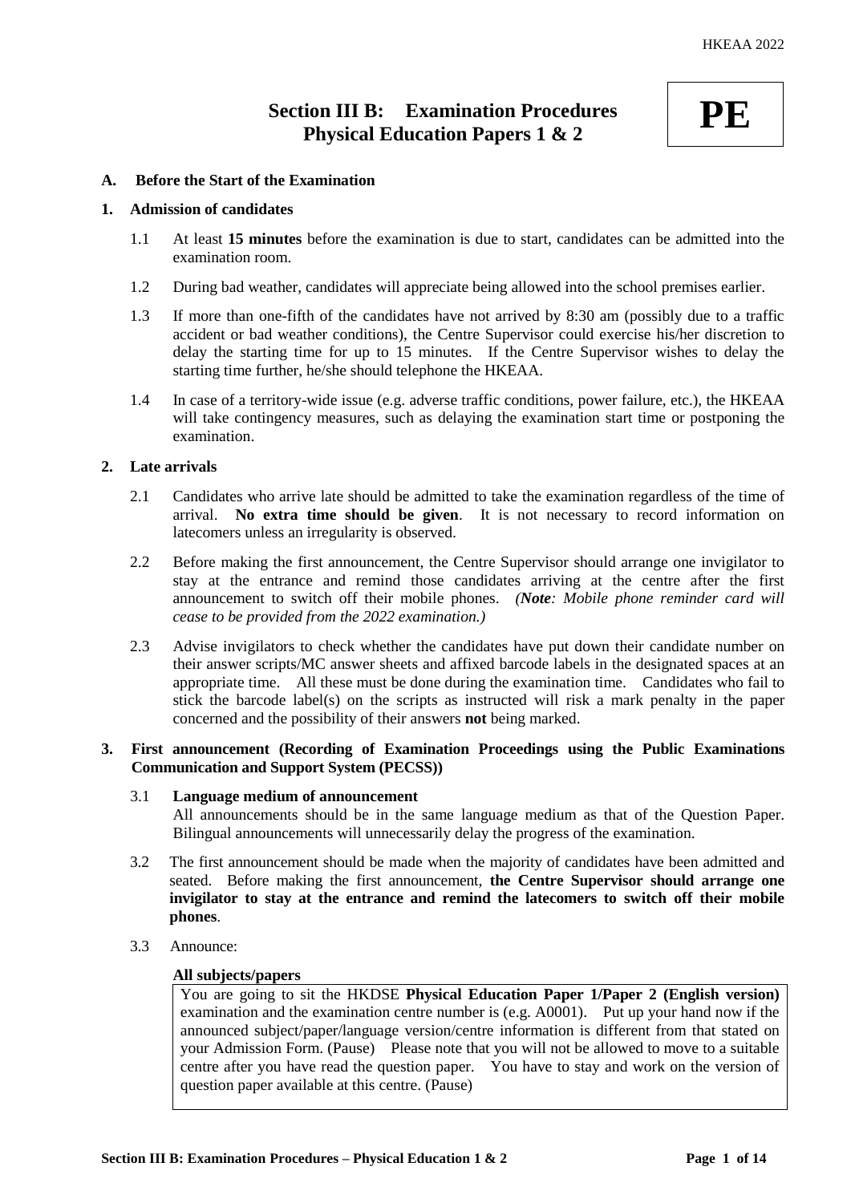# Section III B: Examination Procedures
# Physical Education Papers 1 & 2

**PE**

## A. Before the Start of the Examination

### 1. Admission of candidates

1.1 At least **15 minutes** before the examination is due to start, candidates can be admitted into the examination room.

1.2 During bad weather, candidates will appreciate being allowed into the school premises earlier.

1.3 If more than one-fifth of the candidates have not arrived by 8:30 am (possibly due to a traffic accident or bad weather conditions), the Centre Supervisor could exercise his/her discretion to delay the starting time for up to 15 minutes. If the Centre Supervisor wishes to delay the starting time further, he/she should telephone the HKEAA.

1.4 In case of a territory-wide issue (e.g. adverse traffic conditions, power failure, etc.), the HKEAA will take contingency measures, such as delaying the examination start time or postponing the examination.

### 2. Late arrivals

2.1 Candidates who arrive late should be admitted to take the examination regardless of the time of arrival. **No extra time should be given**. It is not necessary to record information on latecomers unless an irregularity is observed.

2.2 Before making the first announcement, the Centre Supervisor should arrange one invigilator to stay at the entrance and remind those candidates arriving at the centre after the first announcement to switch off their mobile phones. *(**Note**: Mobile phone reminder card will cease to be provided from the 2022 examination.)*

2.3 Advise invigilators to check whether the candidates have put down their candidate number on their answer scripts/MC answer sheets and affixed barcode labels in the designated spaces at an appropriate time. All these must be done during the examination time. Candidates who fail to stick the barcode label(s) on the scripts as instructed will risk a mark penalty in the paper concerned and the possibility of their answers **not** being marked.

### 3. First announcement (Recording of Examination Proceedings using the Public Examinations Communication and Support System (PECSS))

3.1 **Language medium of announcement**
All announcements should be in the same language medium as that of the Question Paper. Bilingual announcements will unnecessarily delay the progress of the examination.

3.2 The first announcement should be made when the majority of candidates have been admitted and seated. Before making the first announcement, **the Centre Supervisor should arrange one invigilator to stay at the entrance and remind the latecomers to switch off their mobile phones**.

3.3 Announce:

**All subjects/papers**

> You are going to sit the HKDSE **Physical Education Paper 1/Paper 2 (English version)** examination and the examination centre number is (e.g. A0001). Put up your hand now if the announced subject/paper/language version/centre information is different from that stated on your Admission Form. (Pause) Please note that you will not be allowed to move to a suitable centre after you have read the question paper. You have to stay and work on the version of question paper available at this centre. (Pause)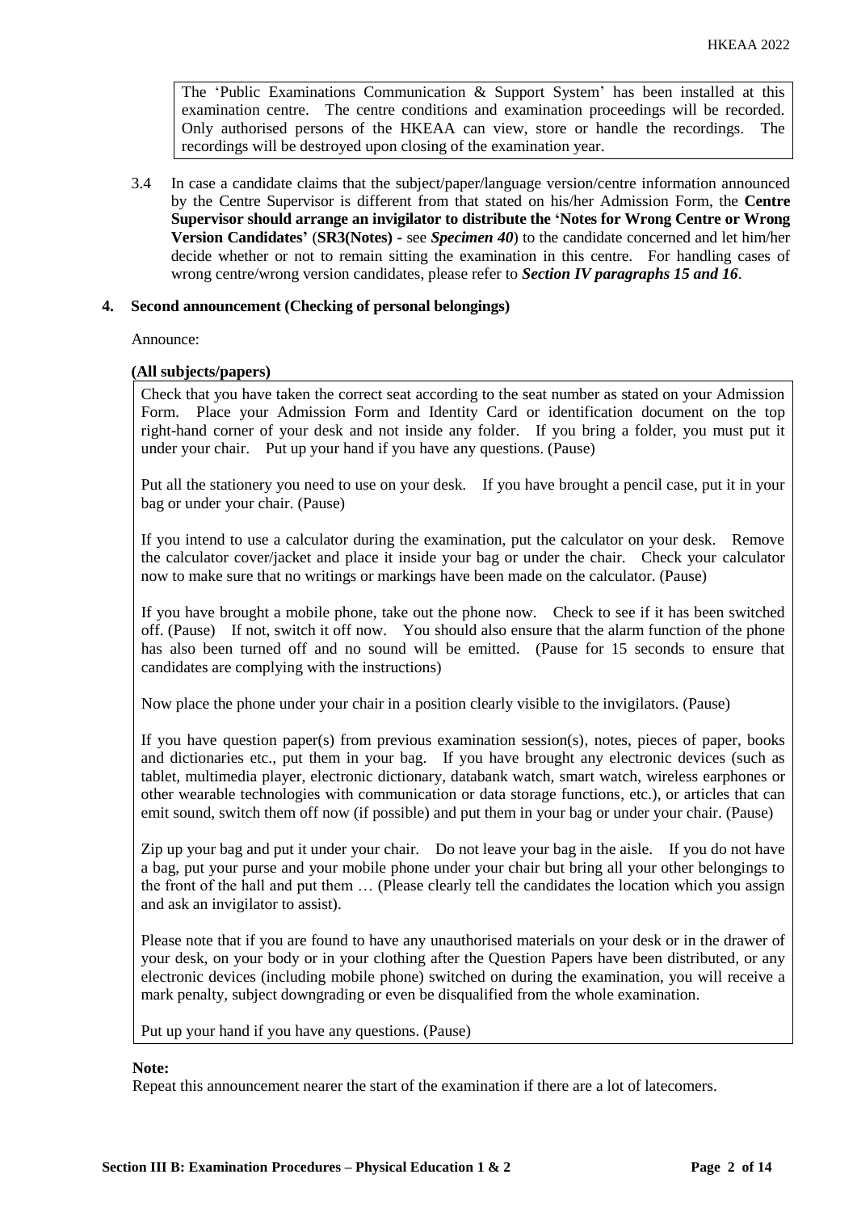> The 'Public Examinations Communication & Support System' has been installed at this examination centre. The centre conditions and examination proceedings will be recorded. Only authorised persons of the HKEAA can view, store or handle the recordings. The recordings will be destroyed upon closing of the examination year.

3.4 In case a candidate claims that the subject/paper/language version/centre information announced by the Centre Supervisor is different from that stated on his/her Admission Form, the **Centre Supervisor should arrange an invigilator to distribute the 'Notes for Wrong Centre or Wrong Version Candidates'** (**SR3(Notes) -** see ***Specimen 40***) to the candidate concerned and let him/her decide whether or not to remain sitting the examination in this centre. For handling cases of wrong centre/wrong version candidates, please refer to ***Section IV paragraphs 15 and 16***.

## 4. Second announcement (Checking of personal belongings)

Announce:

**(All subjects/papers)**

> Check that you have taken the correct seat according to the seat number as stated on your Admission Form. Place your Admission Form and Identity Card or identification document on the top right-hand corner of your desk and not inside any folder. If you bring a folder, you must put it under your chair. Put up your hand if you have any questions. (Pause)
>
> Put all the stationery you need to use on your desk. If you have brought a pencil case, put it in your bag or under your chair. (Pause)
>
> If you intend to use a calculator during the examination, put the calculator on your desk. Remove the calculator cover/jacket and place it inside your bag or under the chair. Check your calculator now to make sure that no writings or markings have been made on the calculator. (Pause)
>
> If you have brought a mobile phone, take out the phone now. Check to see if it has been switched off. (Pause) If not, switch it off now. You should also ensure that the alarm function of the phone has also been turned off and no sound will be emitted. (Pause for 15 seconds to ensure that candidates are complying with the instructions)
>
> Now place the phone under your chair in a position clearly visible to the invigilators. (Pause)
>
> If you have question paper(s) from previous examination session(s), notes, pieces of paper, books and dictionaries etc., put them in your bag. If you have brought any electronic devices (such as tablet, multimedia player, electronic dictionary, databank watch, smart watch, wireless earphones or other wearable technologies with communication or data storage functions, etc.), or articles that can emit sound, switch them off now (if possible) and put them in your bag or under your chair. (Pause)
>
> Zip up your bag and put it under your chair. Do not leave your bag in the aisle. If you do not have a bag, put your purse and your mobile phone under your chair but bring all your other belongings to the front of the hall and put them … (Please clearly tell the candidates the location which you assign and ask an invigilator to assist).
>
> Please note that if you are found to have any unauthorised materials on your desk or in the drawer of your desk, on your body or in your clothing after the Question Papers have been distributed, or any electronic devices (including mobile phone) switched on during the examination, you will receive a mark penalty, subject downgrading or even be disqualified from the whole examination.
>
> Put up your hand if you have any questions. (Pause)

**Note:**

Repeat this announcement nearer the start of the examination if there are a lot of latecomers.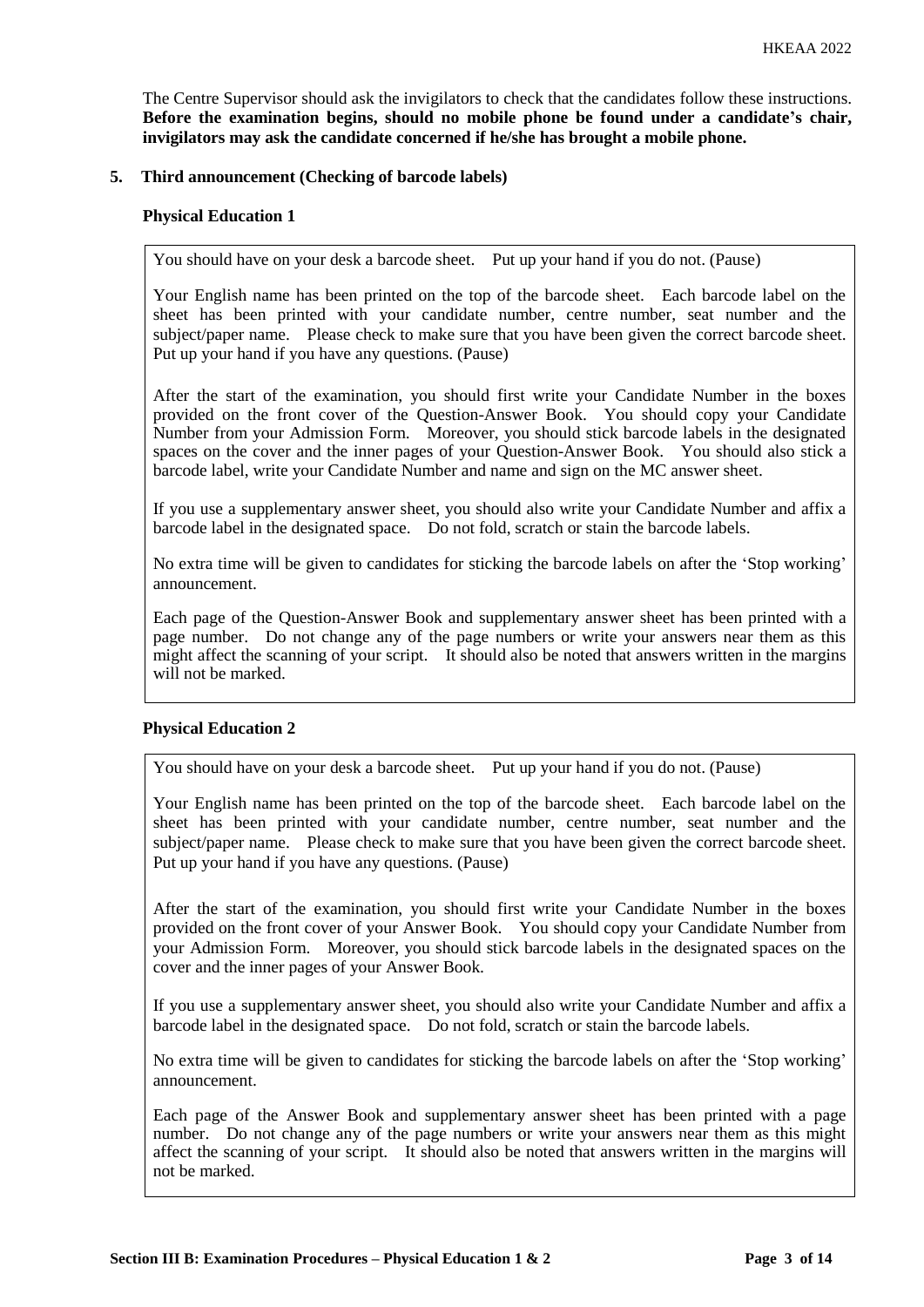The Centre Supervisor should ask the invigilators to check that the candidates follow these instructions. **Before the examination begins, should no mobile phone be found under a candidate's chair, invigilators may ask the candidate concerned if he/she has brought a mobile phone.**

**5. Third announcement (Checking of barcode labels)**

**Physical Education 1**

> You should have on your desk a barcode sheet. Put up your hand if you do not. (Pause)
>
> Your English name has been printed on the top of the barcode sheet. Each barcode label on the sheet has been printed with your candidate number, centre number, seat number and the subject/paper name. Please check to make sure that you have been given the correct barcode sheet. Put up your hand if you have any questions. (Pause)
>
> After the start of the examination, you should first write your Candidate Number in the boxes provided on the front cover of the Question-Answer Book. You should copy your Candidate Number from your Admission Form. Moreover, you should stick barcode labels in the designated spaces on the cover and the inner pages of your Question-Answer Book. You should also stick a barcode label, write your Candidate Number and name and sign on the MC answer sheet.
>
> If you use a supplementary answer sheet, you should also write your Candidate Number and affix a barcode label in the designated space. Do not fold, scratch or stain the barcode labels.
>
> No extra time will be given to candidates for sticking the barcode labels on after the 'Stop working' announcement.
>
> Each page of the Question-Answer Book and supplementary answer sheet has been printed with a page number. Do not change any of the page numbers or write your answers near them as this might affect the scanning of your script. It should also be noted that answers written in the margins will not be marked.

**Physical Education 2**

> You should have on your desk a barcode sheet. Put up your hand if you do not. (Pause)
>
> Your English name has been printed on the top of the barcode sheet. Each barcode label on the sheet has been printed with your candidate number, centre number, seat number and the subject/paper name. Please check to make sure that you have been given the correct barcode sheet. Put up your hand if you have any questions. (Pause)
>
> After the start of the examination, you should first write your Candidate Number in the boxes provided on the front cover of your Answer Book. You should copy your Candidate Number from your Admission Form. Moreover, you should stick barcode labels in the designated spaces on the cover and the inner pages of your Answer Book.
>
> If you use a supplementary answer sheet, you should also write your Candidate Number and affix a barcode label in the designated space. Do not fold, scratch or stain the barcode labels.
>
> No extra time will be given to candidates for sticking the barcode labels on after the 'Stop working' announcement.
>
> Each page of the Answer Book and supplementary answer sheet has been printed with a page number. Do not change any of the page numbers or write your answers near them as this might affect the scanning of your script. It should also be noted that answers written in the margins will not be marked.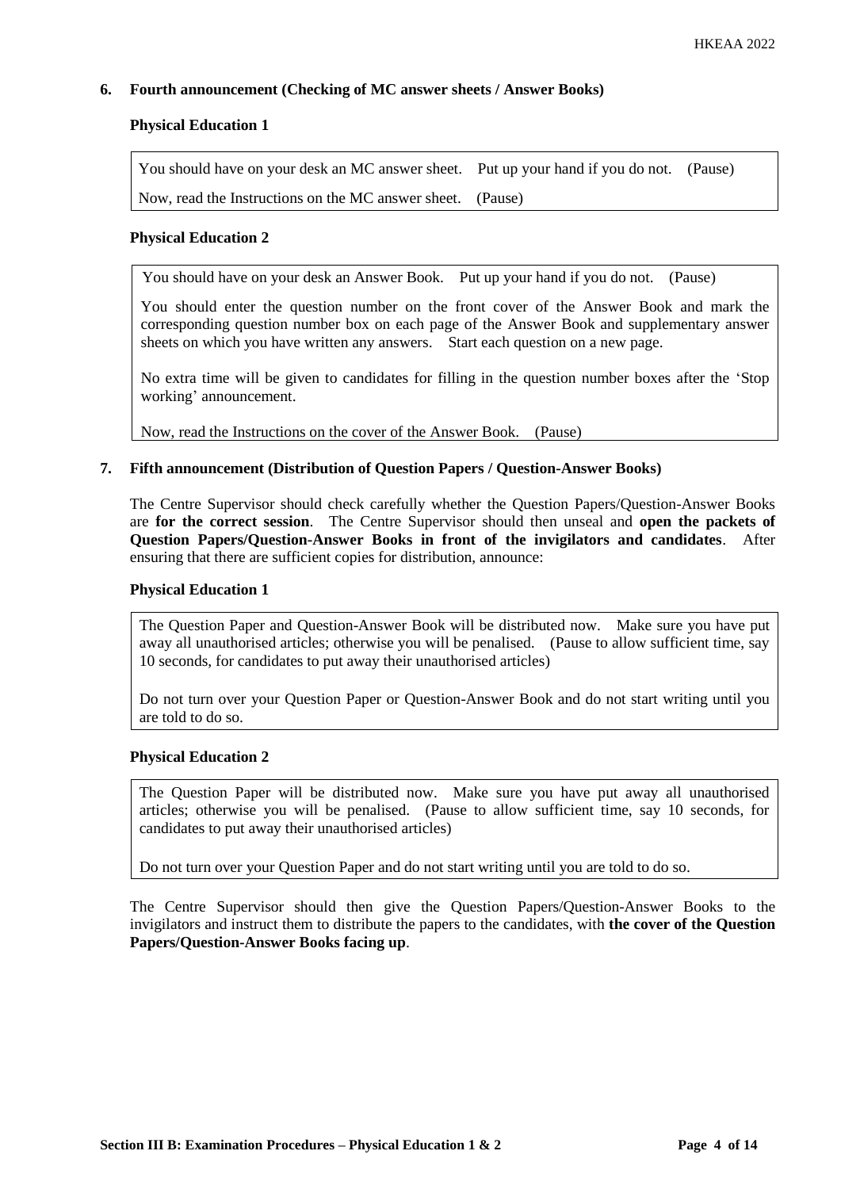**6. Fourth announcement (Checking of MC answer sheets / Answer Books)**

**Physical Education 1**

> You should have on your desk an MC answer sheet. Put up your hand if you do not. (Pause)
>
> Now, read the Instructions on the MC answer sheet. (Pause)

**Physical Education 2**

> You should have on your desk an Answer Book. Put up your hand if you do not. (Pause)
>
> You should enter the question number on the front cover of the Answer Book and mark the corresponding question number box on each page of the Answer Book and supplementary answer sheets on which you have written any answers. Start each question on a new page.
>
> No extra time will be given to candidates for filling in the question number boxes after the 'Stop working' announcement.
>
> Now, read the Instructions on the cover of the Answer Book. (Pause)

**7. Fifth announcement (Distribution of Question Papers / Question-Answer Books)**

The Centre Supervisor should check carefully whether the Question Papers/Question-Answer Books are **for the correct session**. The Centre Supervisor should then unseal and **open the packets of Question Papers/Question-Answer Books in front of the invigilators and candidates**. After ensuring that there are sufficient copies for distribution, announce:

**Physical Education 1**

> The Question Paper and Question-Answer Book will be distributed now. Make sure you have put away all unauthorised articles; otherwise you will be penalised. (Pause to allow sufficient time, say 10 seconds, for candidates to put away their unauthorised articles)
>
> Do not turn over your Question Paper or Question-Answer Book and do not start writing until you are told to do so.

**Physical Education 2**

> The Question Paper will be distributed now. Make sure you have put away all unauthorised articles; otherwise you will be penalised. (Pause to allow sufficient time, say 10 seconds, for candidates to put away their unauthorised articles)
>
> Do not turn over your Question Paper and do not start writing until you are told to do so.

The Centre Supervisor should then give the Question Papers/Question-Answer Books to the invigilators and instruct them to distribute the papers to the candidates, with **the cover of the Question Papers/Question-Answer Books facing up**.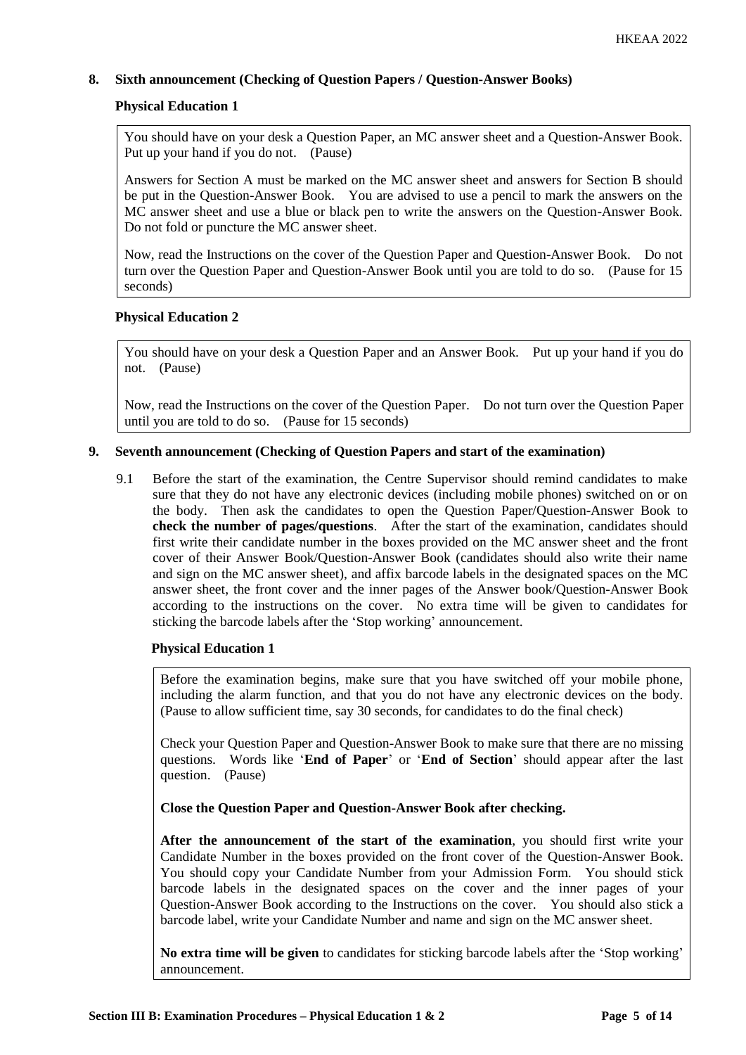## 8. Sixth announcement (Checking of Question Papers / Question-Answer Books)

### Physical Education 1

> You should have on your desk a Question Paper, an MC answer sheet and a Question-Answer Book. Put up your hand if you do not. (Pause)
>
> Answers for Section A must be marked on the MC answer sheet and answers for Section B should be put in the Question-Answer Book. You are advised to use a pencil to mark the answers on the MC answer sheet and use a blue or black pen to write the answers on the Question-Answer Book. Do not fold or puncture the MC answer sheet.
>
> Now, read the Instructions on the cover of the Question Paper and Question-Answer Book. Do not turn over the Question Paper and Question-Answer Book until you are told to do so. (Pause for 15 seconds)

### Physical Education 2

> You should have on your desk a Question Paper and an Answer Book. Put up your hand if you do not. (Pause)
>
> Now, read the Instructions on the cover of the Question Paper. Do not turn over the Question Paper until you are told to do so. (Pause for 15 seconds)

## 9. Seventh announcement (Checking of Question Papers and start of the examination)

9.1 Before the start of the examination, the Centre Supervisor should remind candidates to make sure that they do not have any electronic devices (including mobile phones) switched on or on the body. Then ask the candidates to open the Question Paper/Question-Answer Book to **check the number of pages/questions**. After the start of the examination, candidates should first write their candidate number in the boxes provided on the MC answer sheet and the front cover of their Answer Book/Question-Answer Book (candidates should also write their name and sign on the MC answer sheet), and affix barcode labels in the designated spaces on the MC answer sheet, the front cover and the inner pages of the Answer book/Question-Answer Book according to the instructions on the cover. No extra time will be given to candidates for sticking the barcode labels after the 'Stop working' announcement.

### Physical Education 1

> Before the examination begins, make sure that you have switched off your mobile phone, including the alarm function, and that you do not have any electronic devices on the body. (Pause to allow sufficient time, say 30 seconds, for candidates to do the final check)
>
> Check your Question Paper and Question-Answer Book to make sure that there are no missing questions. Words like '**End of Paper**' or '**End of Section**' should appear after the last question. (Pause)
>
> **Close the Question Paper and Question-Answer Book after checking.**
>
> **After the announcement of the start of the examination**, you should first write your Candidate Number in the boxes provided on the front cover of the Question-Answer Book. You should copy your Candidate Number from your Admission Form. You should stick barcode labels in the designated spaces on the cover and the inner pages of your Question-Answer Book according to the Instructions on the cover. You should also stick a barcode label, write your Candidate Number and name and sign on the MC answer sheet.
>
> **No extra time will be given** to candidates for sticking barcode labels after the 'Stop working' announcement.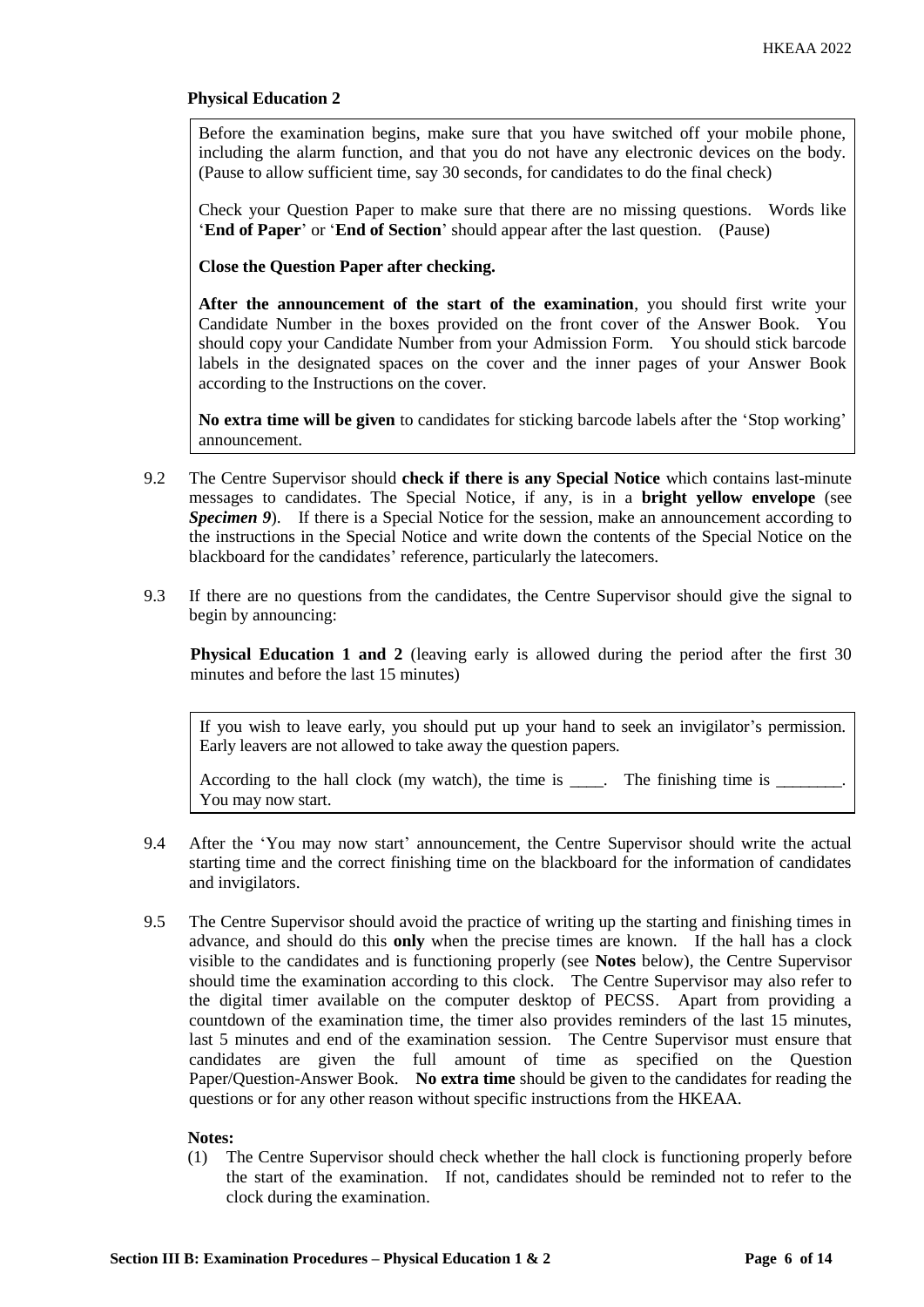**Physical Education 2**

> Before the examination begins, make sure that you have switched off your mobile phone, including the alarm function, and that you do not have any electronic devices on the body. (Pause to allow sufficient time, say 30 seconds, for candidates to do the final check)
>
> Check your Question Paper to make sure that there are no missing questions. Words like '**End of Paper**' or '**End of Section**' should appear after the last question. (Pause)
>
> **Close the Question Paper after checking.**
>
> **After the announcement of the start of the examination**, you should first write your Candidate Number in the boxes provided on the front cover of the Answer Book. You should copy your Candidate Number from your Admission Form. You should stick barcode labels in the designated spaces on the cover and the inner pages of your Answer Book according to the Instructions on the cover.
>
> **No extra time will be given** to candidates for sticking barcode labels after the 'Stop working' announcement.

9.2 The Centre Supervisor should **check if there is any Special Notice** which contains last-minute messages to candidates. The Special Notice, if any, is in a **bright yellow envelope** (see ***Specimen 9***). If there is a Special Notice for the session, make an announcement according to the instructions in the Special Notice and write down the contents of the Special Notice on the blackboard for the candidates' reference, particularly the latecomers.

9.3 If there are no questions from the candidates, the Centre Supervisor should give the signal to begin by announcing:

**Physical Education 1 and 2** (leaving early is allowed during the period after the first 30 minutes and before the last 15 minutes)

> If you wish to leave early, you should put up your hand to seek an invigilator's permission. Early leavers are not allowed to take away the question papers.
>
> According to the hall clock (my watch), the time is ____. The finishing time is ________. You may now start.

9.4 After the 'You may now start' announcement, the Centre Supervisor should write the actual starting time and the correct finishing time on the blackboard for the information of candidates and invigilators.

9.5 The Centre Supervisor should avoid the practice of writing up the starting and finishing times in advance, and should do this **only** when the precise times are known. If the hall has a clock visible to the candidates and is functioning properly (see **Notes** below), the Centre Supervisor should time the examination according to this clock. The Centre Supervisor may also refer to the digital timer available on the computer desktop of PECSS. Apart from providing a countdown of the examination time, the timer also provides reminders of the last 15 minutes, last 5 minutes and end of the examination session. The Centre Supervisor must ensure that candidates are given the full amount of time as specified on the Question Paper/Question-Answer Book. **No extra time** should be given to the candidates for reading the questions or for any other reason without specific instructions from the HKEAA.

**Notes:**

(1) The Centre Supervisor should check whether the hall clock is functioning properly before the start of the examination. If not, candidates should be reminded not to refer to the clock during the examination.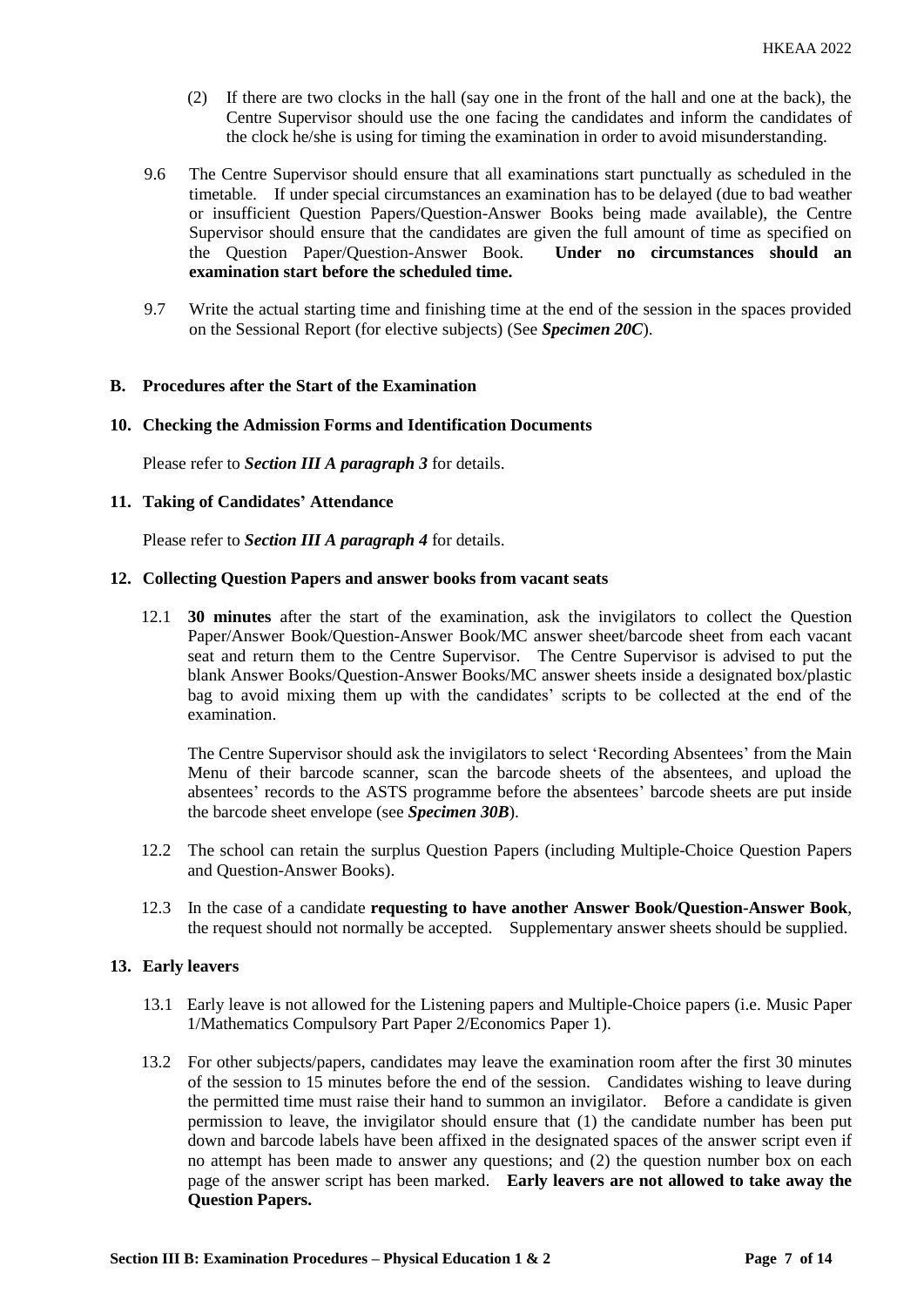(2) If there are two clocks in the hall (say one in the front of the hall and one at the back), the Centre Supervisor should use the one facing the candidates and inform the candidates of the clock he/she is using for timing the examination in order to avoid misunderstanding.

9.6 The Centre Supervisor should ensure that all examinations start punctually as scheduled in the timetable. If under special circumstances an examination has to be delayed (due to bad weather or insufficient Question Papers/Question-Answer Books being made available), the Centre Supervisor should ensure that the candidates are given the full amount of time as specified on the Question Paper/Question-Answer Book. **Under no circumstances should an examination start before the scheduled time.**

9.7 Write the actual starting time and finishing time at the end of the session in the spaces provided on the Sessional Report (for elective subjects) (See ***Specimen 20C***).

## B. Procedures after the Start of the Examination

### 10. Checking the Admission Forms and Identification Documents

Please refer to ***Section III A paragraph 3*** for details.

### 11. Taking of Candidates' Attendance

Please refer to ***Section III A paragraph 4*** for details.

### 12. Collecting Question Papers and answer books from vacant seats

12.1 **30 minutes** after the start of the examination, ask the invigilators to collect the Question Paper/Answer Book/Question-Answer Book/MC answer sheet/barcode sheet from each vacant seat and return them to the Centre Supervisor. The Centre Supervisor is advised to put the blank Answer Books/Question-Answer Books/MC answer sheets inside a designated box/plastic bag to avoid mixing them up with the candidates' scripts to be collected at the end of the examination.

The Centre Supervisor should ask the invigilators to select 'Recording Absentees' from the Main Menu of their barcode scanner, scan the barcode sheets of the absentees, and upload the absentees' records to the ASTS programme before the absentees' barcode sheets are put inside the barcode sheet envelope (see ***Specimen 30B***).

12.2 The school can retain the surplus Question Papers (including Multiple-Choice Question Papers and Question-Answer Books).

12.3 In the case of a candidate **requesting to have another Answer Book/Question-Answer Book**, the request should not normally be accepted. Supplementary answer sheets should be supplied.

### 13. Early leavers

13.1 Early leave is not allowed for the Listening papers and Multiple-Choice papers (i.e. Music Paper 1/Mathematics Compulsory Part Paper 2/Economics Paper 1).

13.2 For other subjects/papers, candidates may leave the examination room after the first 30 minutes of the session to 15 minutes before the end of the session. Candidates wishing to leave during the permitted time must raise their hand to summon an invigilator. Before a candidate is given permission to leave, the invigilator should ensure that (1) the candidate number has been put down and barcode labels have been affixed in the designated spaces of the answer script even if no attempt has been made to answer any questions; and (2) the question number box on each page of the answer script has been marked. **Early leavers are not allowed to take away the Question Papers.**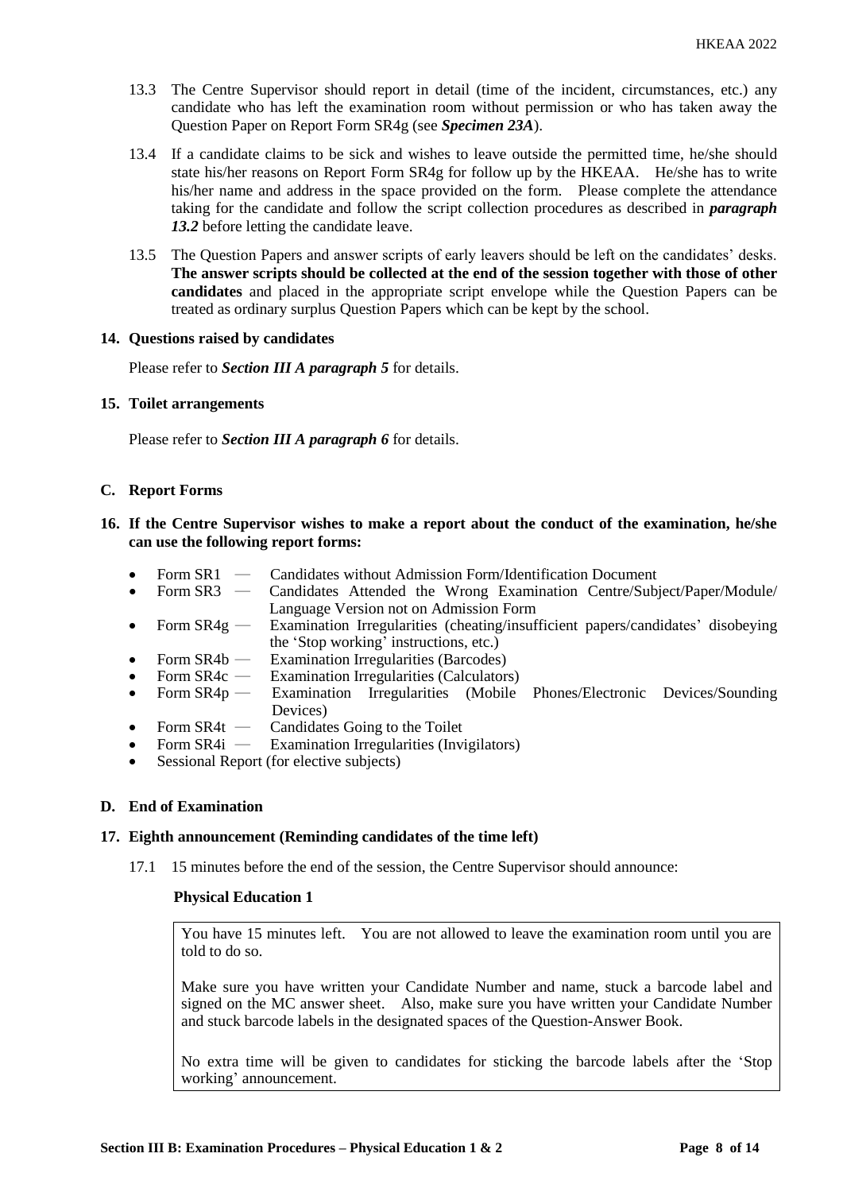13.3 The Centre Supervisor should report in detail (time of the incident, circumstances, etc.) any candidate who has left the examination room without permission or who has taken away the Question Paper on Report Form SR4g (see ***Specimen 23A***).

13.4 If a candidate claims to be sick and wishes to leave outside the permitted time, he/she should state his/her reasons on Report Form SR4g for follow up by the HKEAA. He/she has to write his/her name and address in the space provided on the form. Please complete the attendance taking for the candidate and follow the script collection procedures as described in ***paragraph 13.2*** before letting the candidate leave.

13.5 The Question Papers and answer scripts of early leavers should be left on the candidates' desks. **The answer scripts should be collected at the end of the session together with those of other candidates** and placed in the appropriate script envelope while the Question Papers can be treated as ordinary surplus Question Papers which can be kept by the school.

### 14. Questions raised by candidates

Please refer to ***Section III A paragraph 5*** for details.

### 15. Toilet arrangements

Please refer to ***Section III A paragraph 6*** for details.

## C. Report Forms

### 16. If the Centre Supervisor wishes to make a report about the conduct of the examination, he/she can use the following report forms:

- Form SR1 — Candidates without Admission Form/Identification Document
- Form SR3 — Candidates Attended the Wrong Examination Centre/Subject/Paper/Module/ Language Version not on Admission Form
- Form SR4g — Examination Irregularities (cheating/insufficient papers/candidates' disobeying the 'Stop working' instructions, etc.)
- Form SR4b — Examination Irregularities (Barcodes)
- Form SR4c — Examination Irregularities (Calculators)
- Form SR4p — Examination Irregularities (Mobile Phones/Electronic Devices/Sounding Devices)
- Form SR4t — Candidates Going to the Toilet
- Form SR4i — Examination Irregularities (Invigilators)
- Sessional Report (for elective subjects)

## D. End of Examination

### 17. Eighth announcement (Reminding candidates of the time left)

17.1 15 minutes before the end of the session, the Centre Supervisor should announce:

**Physical Education 1**

> You have 15 minutes left. You are not allowed to leave the examination room until you are told to do so.
>
> Make sure you have written your Candidate Number and name, stuck a barcode label and signed on the MC answer sheet. Also, make sure you have written your Candidate Number and stuck barcode labels in the designated spaces of the Question-Answer Book.
>
> No extra time will be given to candidates for sticking the barcode labels after the 'Stop working' announcement.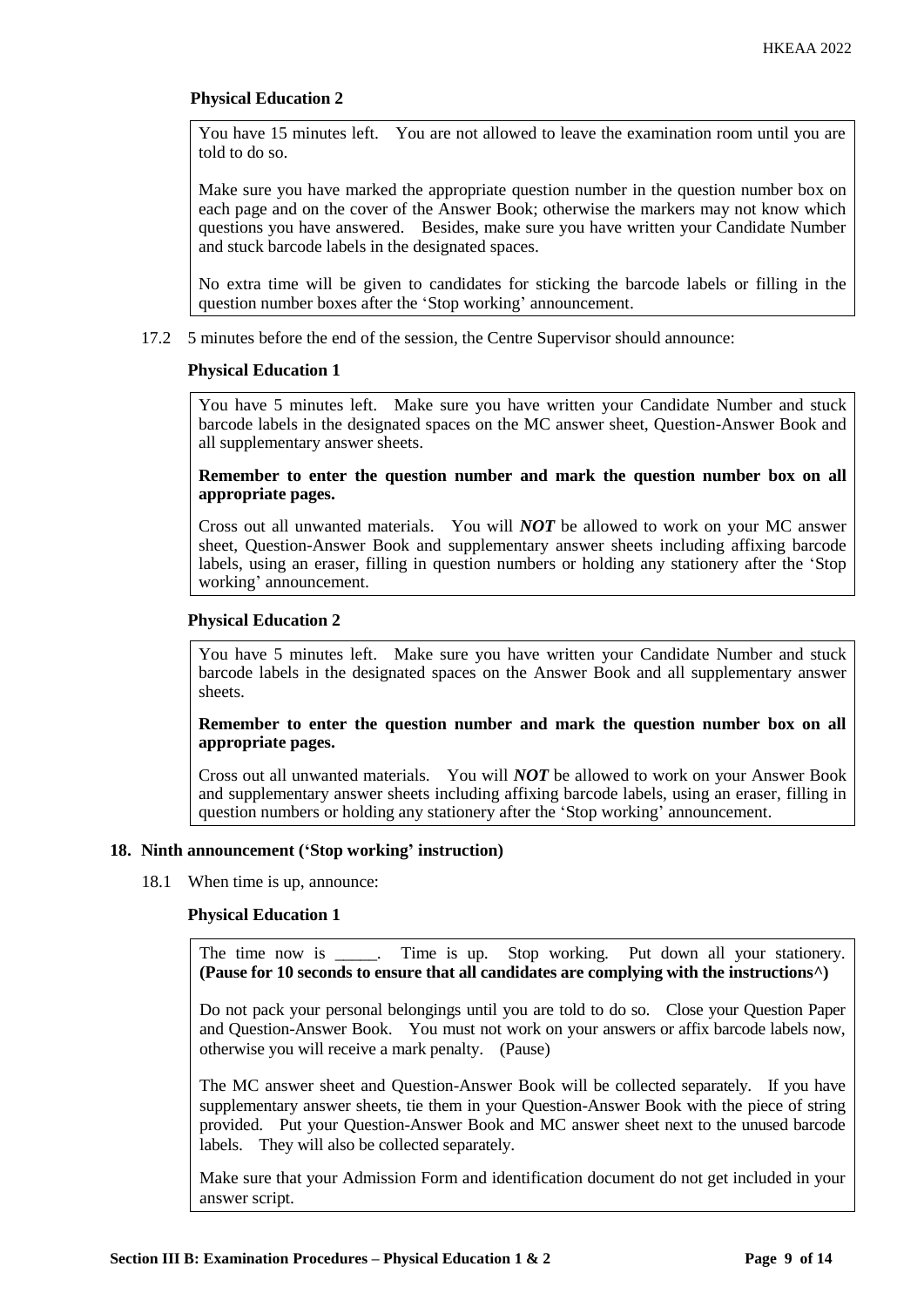**Physical Education 2**

> You have 15 minutes left. You are not allowed to leave the examination room until you are told to do so.
>
> Make sure you have marked the appropriate question number in the question number box on each page and on the cover of the Answer Book; otherwise the markers may not know which questions you have answered. Besides, make sure you have written your Candidate Number and stuck barcode labels in the designated spaces.
>
> No extra time will be given to candidates for sticking the barcode labels or filling in the question number boxes after the 'Stop working' announcement.

17.2 5 minutes before the end of the session, the Centre Supervisor should announce:

**Physical Education 1**

> You have 5 minutes left. Make sure you have written your Candidate Number and stuck barcode labels in the designated spaces on the MC answer sheet, Question-Answer Book and all supplementary answer sheets.
>
> **Remember to enter the question number and mark the question number box on all appropriate pages.**
>
> Cross out all unwanted materials. You will ***NOT*** be allowed to work on your MC answer sheet, Question-Answer Book and supplementary answer sheets including affixing barcode labels, using an eraser, filling in question numbers or holding any stationery after the 'Stop working' announcement.

**Physical Education 2**

> You have 5 minutes left. Make sure you have written your Candidate Number and stuck barcode labels in the designated spaces on the Answer Book and all supplementary answer sheets.
>
> **Remember to enter the question number and mark the question number box on all appropriate pages.**
>
> Cross out all unwanted materials. You will ***NOT*** be allowed to work on your Answer Book and supplementary answer sheets including affixing barcode labels, using an eraser, filling in question numbers or holding any stationery after the 'Stop working' announcement.

### 18. Ninth announcement ('Stop working' instruction)

18.1 When time is up, announce:

**Physical Education 1**

> The time now is _____. Time is up. Stop working. Put down all your stationery. **(Pause for 10 seconds to ensure that all candidates are complying with the instructions^)**
>
> Do not pack your personal belongings until you are told to do so. Close your Question Paper and Question-Answer Book. You must not work on your answers or affix barcode labels now, otherwise you will receive a mark penalty. (Pause)
>
> The MC answer sheet and Question-Answer Book will be collected separately. If you have supplementary answer sheets, tie them in your Question-Answer Book with the piece of string provided. Put your Question-Answer Book and MC answer sheet next to the unused barcode labels. They will also be collected separately.
>
> Make sure that your Admission Form and identification document do not get included in your answer script.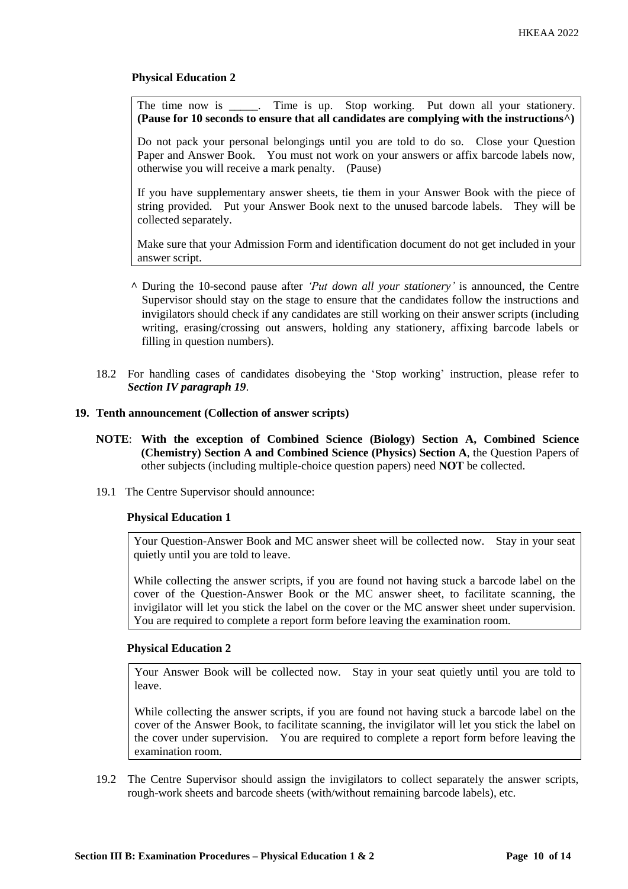**Physical Education 2**

> The time now is _____. Time is up. Stop working. Put down all your stationery. **(Pause for 10 seconds to ensure that all candidates are complying with the instructions^)**
>
> Do not pack your personal belongings until you are told to do so. Close your Question Paper and Answer Book. You must not work on your answers or affix barcode labels now, otherwise you will receive a mark penalty. (Pause)
>
> If you have supplementary answer sheets, tie them in your Answer Book with the piece of string provided. Put your Answer Book next to the unused barcode labels. They will be collected separately.
>
> Make sure that your Admission Form and identification document do not get included in your answer script.

^ During the 10-second pause after *'Put down all your stationery'* is announced, the Centre Supervisor should stay on the stage to ensure that the candidates follow the instructions and invigilators should check if any candidates are still working on their answer scripts (including writing, erasing/crossing out answers, holding any stationery, affixing barcode labels or filling in question numbers).

18.2 For handling cases of candidates disobeying the 'Stop working' instruction, please refer to ***Section IV paragraph 19***.

**19. Tenth announcement (Collection of answer scripts)**

**NOTE**: **With the exception of Combined Science (Biology) Section A, Combined Science (Chemistry) Section A and Combined Science (Physics) Section A**, the Question Papers of other subjects (including multiple-choice question papers) need **NOT** be collected.

19.1 The Centre Supervisor should announce:

**Physical Education 1**

> Your Question-Answer Book and MC answer sheet will be collected now. Stay in your seat quietly until you are told to leave.
>
> While collecting the answer scripts, if you are found not having stuck a barcode label on the cover of the Question-Answer Book or the MC answer sheet, to facilitate scanning, the invigilator will let you stick the label on the cover or the MC answer sheet under supervision. You are required to complete a report form before leaving the examination room.

**Physical Education 2**

> Your Answer Book will be collected now. Stay in your seat quietly until you are told to leave.
>
> While collecting the answer scripts, if you are found not having stuck a barcode label on the cover of the Answer Book, to facilitate scanning, the invigilator will let you stick the label on the cover under supervision. You are required to complete a report form before leaving the examination room.

19.2 The Centre Supervisor should assign the invigilators to collect separately the answer scripts, rough-work sheets and barcode sheets (with/without remaining barcode labels), etc.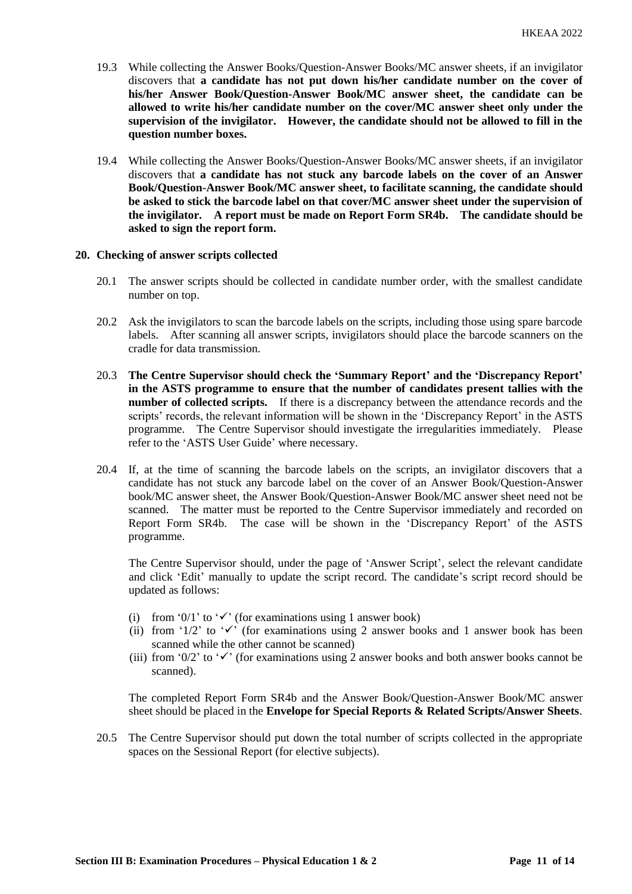19.3 While collecting the Answer Books/Question-Answer Books/MC answer sheets, if an invigilator discovers that **a candidate has not put down his/her candidate number on the cover of his/her Answer Book/Question-Answer Book/MC answer sheet, the candidate can be allowed to write his/her candidate number on the cover/MC answer sheet only under the supervision of the invigilator. However, the candidate should not be allowed to fill in the question number boxes.**

19.4 While collecting the Answer Books/Question-Answer Books/MC answer sheets, if an invigilator discovers that **a candidate has not stuck any barcode labels on the cover of an Answer Book/Question-Answer Book/MC answer sheet, to facilitate scanning, the candidate should be asked to stick the barcode label on that cover/MC answer sheet under the supervision of the invigilator. A report must be made on Report Form SR4b. The candidate should be asked to sign the report form.**

**20. Checking of answer scripts collected**

20.1 The answer scripts should be collected in candidate number order, with the smallest candidate number on top.

20.2 Ask the invigilators to scan the barcode labels on the scripts, including those using spare barcode labels. After scanning all answer scripts, invigilators should place the barcode scanners on the cradle for data transmission.

20.3 **The Centre Supervisor should check the 'Summary Report' and the 'Discrepancy Report' in the ASTS programme to ensure that the number of candidates present tallies with the number of collected scripts.** If there is a discrepancy between the attendance records and the scripts' records, the relevant information will be shown in the 'Discrepancy Report' in the ASTS programme. The Centre Supervisor should investigate the irregularities immediately. Please refer to the 'ASTS User Guide' where necessary.

20.4 If, at the time of scanning the barcode labels on the scripts, an invigilator discovers that a candidate has not stuck any barcode label on the cover of an Answer Book/Question-Answer book/MC answer sheet, the Answer Book/Question-Answer Book/MC answer sheet need not be scanned. The matter must be reported to the Centre Supervisor immediately and recorded on Report Form SR4b. The case will be shown in the 'Discrepancy Report' of the ASTS programme.

The Centre Supervisor should, under the page of 'Answer Script', select the relevant candidate and click 'Edit' manually to update the script record. The candidate's script record should be updated as follows:

(i) from '0/1' to '✓' (for examinations using 1 answer book)
(ii) from '1/2' to '✓' (for examinations using 2 answer books and 1 answer book has been scanned while the other cannot be scanned)
(iii) from '0/2' to '✓' (for examinations using 2 answer books and both answer books cannot be scanned).

The completed Report Form SR4b and the Answer Book/Question-Answer Book/MC answer sheet should be placed in the **Envelope for Special Reports & Related Scripts/Answer Sheets**.

20.5 The Centre Supervisor should put down the total number of scripts collected in the appropriate spaces on the Sessional Report (for elective subjects).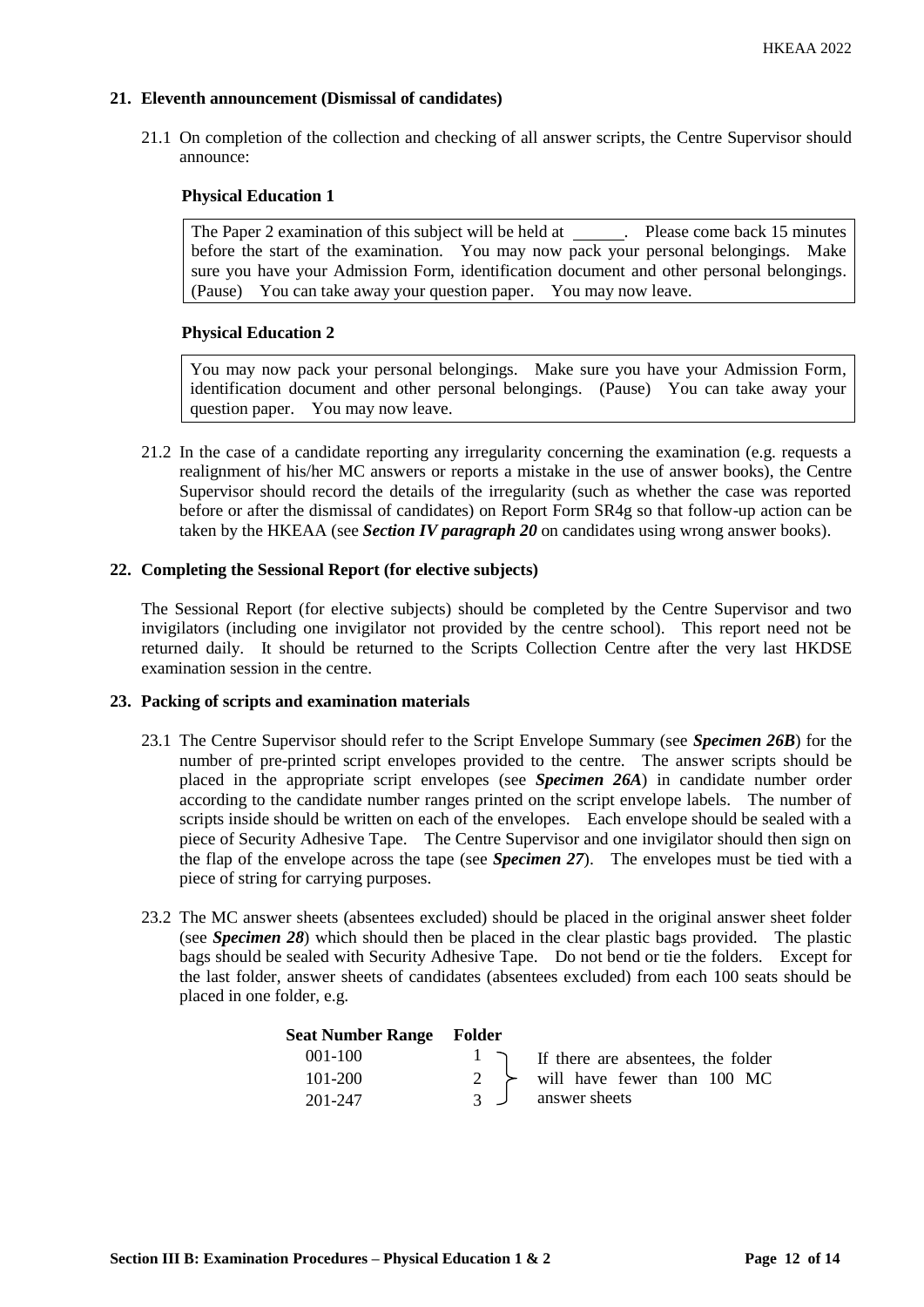## 21. Eleventh announcement (Dismissal of candidates)

21.1 On completion of the collection and checking of all answer scripts, the Centre Supervisor should announce:

**Physical Education 1**

> The Paper 2 examination of this subject will be held at ______. Please come back 15 minutes before the start of the examination. You may now pack your personal belongings. Make sure you have your Admission Form, identification document and other personal belongings. (Pause) You can take away your question paper. You may now leave.

**Physical Education 2**

> You may now pack your personal belongings. Make sure you have your Admission Form, identification document and other personal belongings. (Pause) You can take away your question paper. You may now leave.

21.2 In the case of a candidate reporting any irregularity concerning the examination (e.g. requests a realignment of his/her MC answers or reports a mistake in the use of answer books), the Centre Supervisor should record the details of the irregularity (such as whether the case was reported before or after the dismissal of candidates) on Report Form SR4g so that follow-up action can be taken by the HKEAA (see ***Section IV paragraph 20*** on candidates using wrong answer books).

## 22. Completing the Sessional Report (for elective subjects)

The Sessional Report (for elective subjects) should be completed by the Centre Supervisor and two invigilators (including one invigilator not provided by the centre school). This report need not be returned daily. It should be returned to the Scripts Collection Centre after the very last HKDSE examination session in the centre.

## 23. Packing of scripts and examination materials

23.1 The Centre Supervisor should refer to the Script Envelope Summary (see ***Specimen 26B***) for the number of pre-printed script envelopes provided to the centre. The answer scripts should be placed in the appropriate script envelopes (see ***Specimen 26A***) in candidate number order according to the candidate number ranges printed on the script envelope labels. The number of scripts inside should be written on each of the envelopes. Each envelope should be sealed with a piece of Security Adhesive Tape. The Centre Supervisor and one invigilator should then sign on the flap of the envelope across the tape (see ***Specimen 27***). The envelopes must be tied with a piece of string for carrying purposes.

23.2 The MC answer sheets (absentees excluded) should be placed in the original answer sheet folder (see ***Specimen 28***) which should then be placed in the clear plastic bags provided. The plastic bags should be sealed with Security Adhesive Tape. Do not bend or tie the folders. Except for the last folder, answer sheets of candidates (absentees excluded) from each 100 seats should be placed in one folder, e.g.

| Seat Number Range | Folder | |
|---|---|---|
| 001-100 | 1 | If there are absentees, the folder will have fewer than 100 MC answer sheets |
| 101-200 | 2 | |
| 201-247 | 3 | |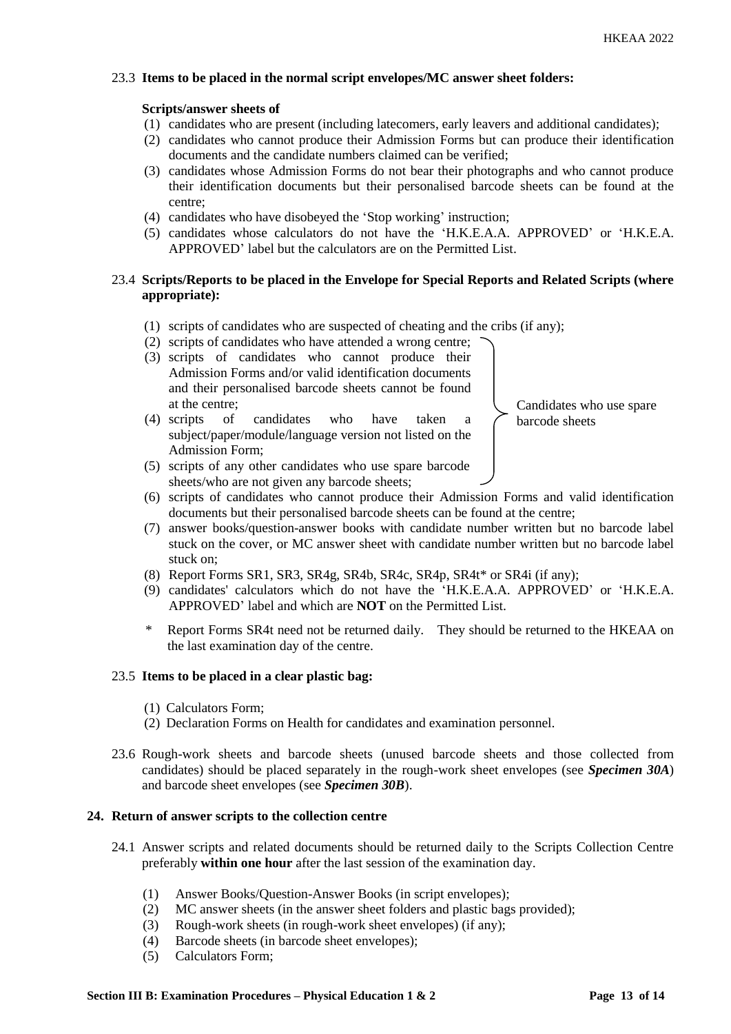23.3 **Items to be placed in the normal script envelopes/MC answer sheet folders:**

**Scripts/answer sheets of**

(1) candidates who are present (including latecomers, early leavers and additional candidates);
(2) candidates who cannot produce their Admission Forms but can produce their identification documents and the candidate numbers claimed can be verified;
(3) candidates whose Admission Forms do not bear their photographs and who cannot produce their identification documents but their personalised barcode sheets can be found at the centre;
(4) candidates who have disobeyed the 'Stop working' instruction;
(5) candidates whose calculators do not have the 'H.K.E.A.A. APPROVED' or 'H.K.E.A. APPROVED' label but the calculators are on the Permitted List.

23.4 **Scripts/Reports to be placed in the Envelope for Special Reports and Related Scripts (where appropriate):**

(1) scripts of candidates who are suspected of cheating and the cribs (if any);
(2) scripts of candidates who have attended a wrong centre;
(3) scripts of candidates who cannot produce their Admission Forms and/or valid identification documents and their personalised barcode sheets cannot be found at the centre;
(4) scripts of candidates who have taken a subject/paper/module/language version not listed on the Admission Form;
(5) scripts of any other candidates who use spare barcode sheets/who are not given any barcode sheets;

(Items (2) to (5): Candidates who use spare barcode sheets)

(6) scripts of candidates who cannot produce their Admission Forms and valid identification documents but their personalised barcode sheets can be found at the centre;
(7) answer books/question-answer books with candidate number written but no barcode label stuck on the cover, or MC answer sheet with candidate number written but no barcode label stuck on;
(8) Report Forms SR1, SR3, SR4g, SR4b, SR4c, SR4p, SR4t* or SR4i (if any);
(9) candidates' calculators which do not have the 'H.K.E.A.A. APPROVED' or 'H.K.E.A. APPROVED' label and which are **NOT** on the Permitted List.

\* Report Forms SR4t need not be returned daily. They should be returned to the HKEAA on the last examination day of the centre.

23.5 **Items to be placed in a clear plastic bag:**

(1) Calculators Form;
(2) Declaration Forms on Health for candidates and examination personnel.

23.6 Rough-work sheets and barcode sheets (unused barcode sheets and those collected from candidates) should be placed separately in the rough-work sheet envelopes (see ***Specimen 30A***) and barcode sheet envelopes (see ***Specimen 30B***).

## 24. Return of answer scripts to the collection centre

24.1 Answer scripts and related documents should be returned daily to the Scripts Collection Centre preferably **within one hour** after the last session of the examination day.

(1) Answer Books/Question-Answer Books (in script envelopes);
(2) MC answer sheets (in the answer sheet folders and plastic bags provided);
(3) Rough-work sheets (in rough-work sheet envelopes) (if any);
(4) Barcode sheets (in barcode sheet envelopes);
(5) Calculators Form;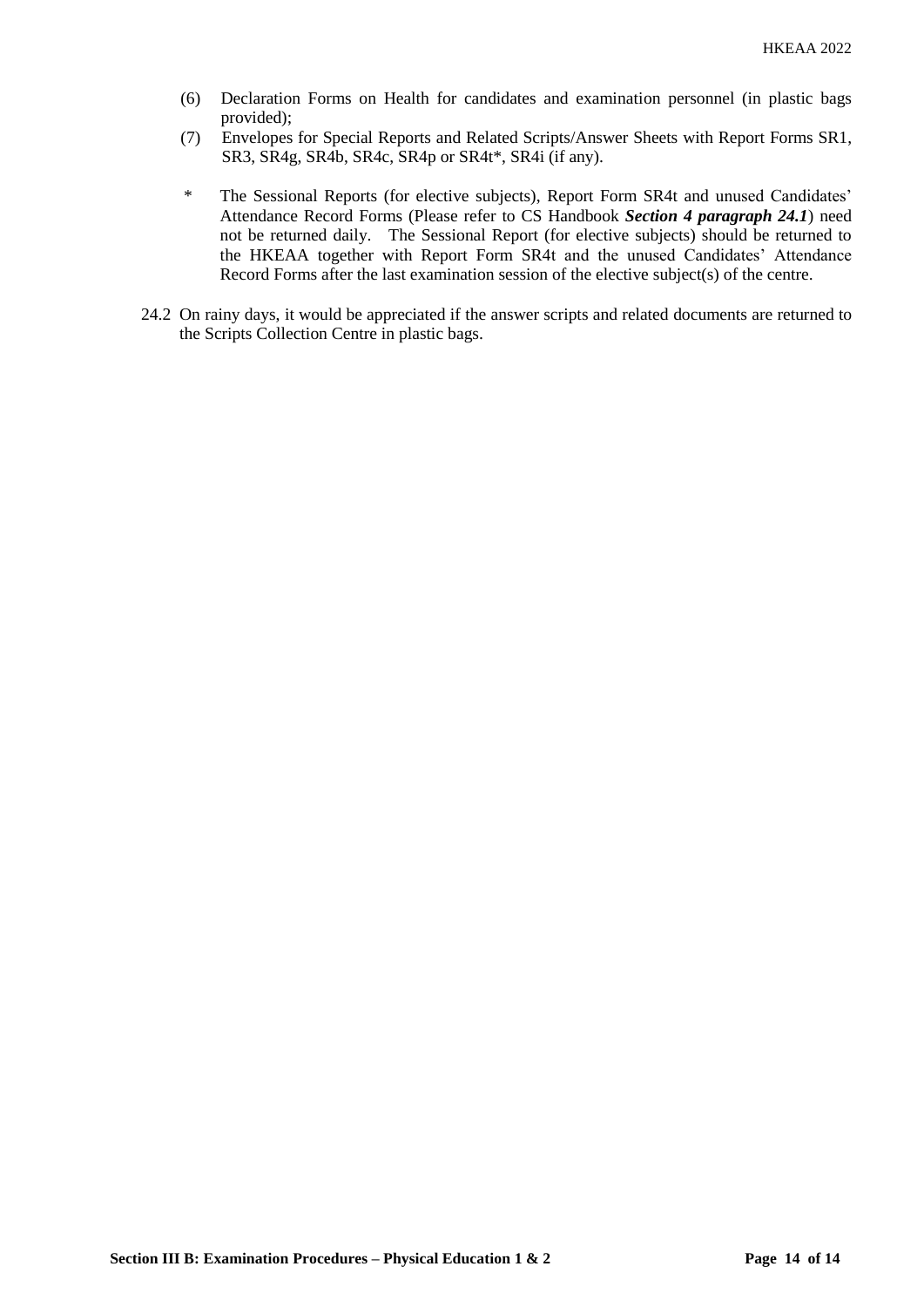(6) Declaration Forms on Health for candidates and examination personnel (in plastic bags provided);

(7) Envelopes for Special Reports and Related Scripts/Answer Sheets with Report Forms SR1, SR3, SR4g, SR4b, SR4c, SR4p or SR4t*, SR4i (if any).

\* The Sessional Reports (for elective subjects), Report Form SR4t and unused Candidates' Attendance Record Forms (Please refer to CS Handbook ***Section 4 paragraph 24.1***) need not be returned daily. The Sessional Report (for elective subjects) should be returned to the HKEAA together with Report Form SR4t and the unused Candidates' Attendance Record Forms after the last examination session of the elective subject(s) of the centre.

24.2 On rainy days, it would be appreciated if the answer scripts and related documents are returned to the Scripts Collection Centre in plastic bags.